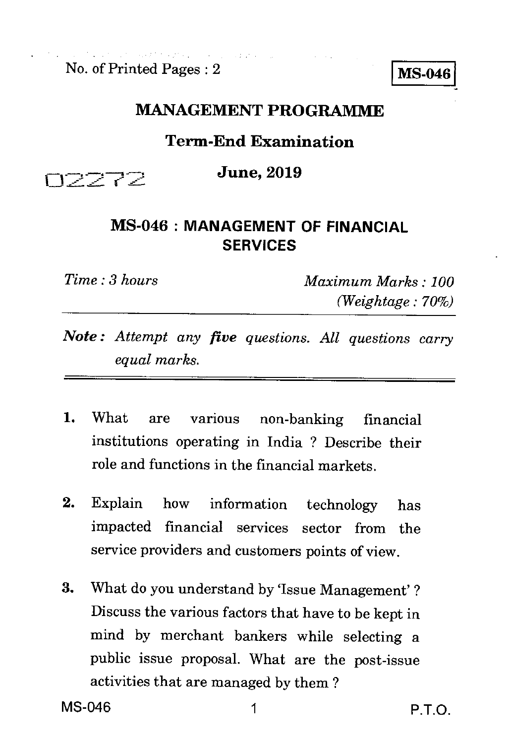No. of Printed Pages : 2

**MS-046**

# MANAGEMENT PROGRAMME

## Term-End Examination

## June, 2019

02272

## MS-046 : MANAGEMENT OF FINANCIAL SERVICES

*Time : 3 hours* *Maximum Marks : 100*
*(Weightage : 70%)*

***Note :*** *Attempt any **five** questions. All questions carry equal marks.*

1. What are various non-banking financial institutions operating in India ? Describe their role and functions in the financial markets.

2. Explain how information technology has impacted financial services sector from the service providers and customers points of view.

3. What do you understand by 'Issue Management' ? Discuss the various factors that have to be kept in mind by merchant bankers while selecting a public issue proposal. What are the post-issue activities that are managed by them ?

P.T.O.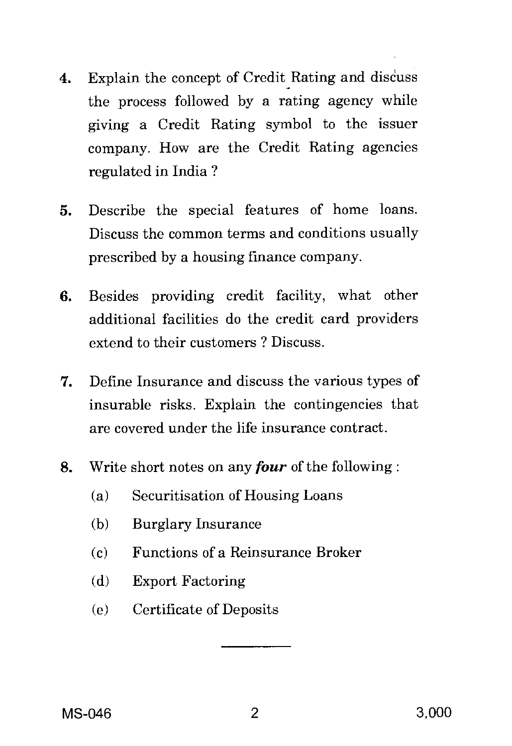4. Explain the concept of Credit Rating and discuss the process followed by a rating agency while giving a Credit Rating symbol to the issuer company. How are the Credit Rating agencies regulated in India ?

5. Describe the special features of home loans. Discuss the common terms and conditions usually prescribed by a housing finance company.

6. Besides providing credit facility, what other additional facilities do the credit card providers extend to their customers ? Discuss.

7. Define Insurance and discuss the various types of insurable risks. Explain the contingencies that are covered under the life insurance contract.

8. Write short notes on any ***four*** of the following :

   (a) Securitisation of Housing Loans

   (b) Burglary Insurance

   (c) Functions of a Reinsurance Broker

   (d) Export Factoring

   (e) Certificate of Deposits